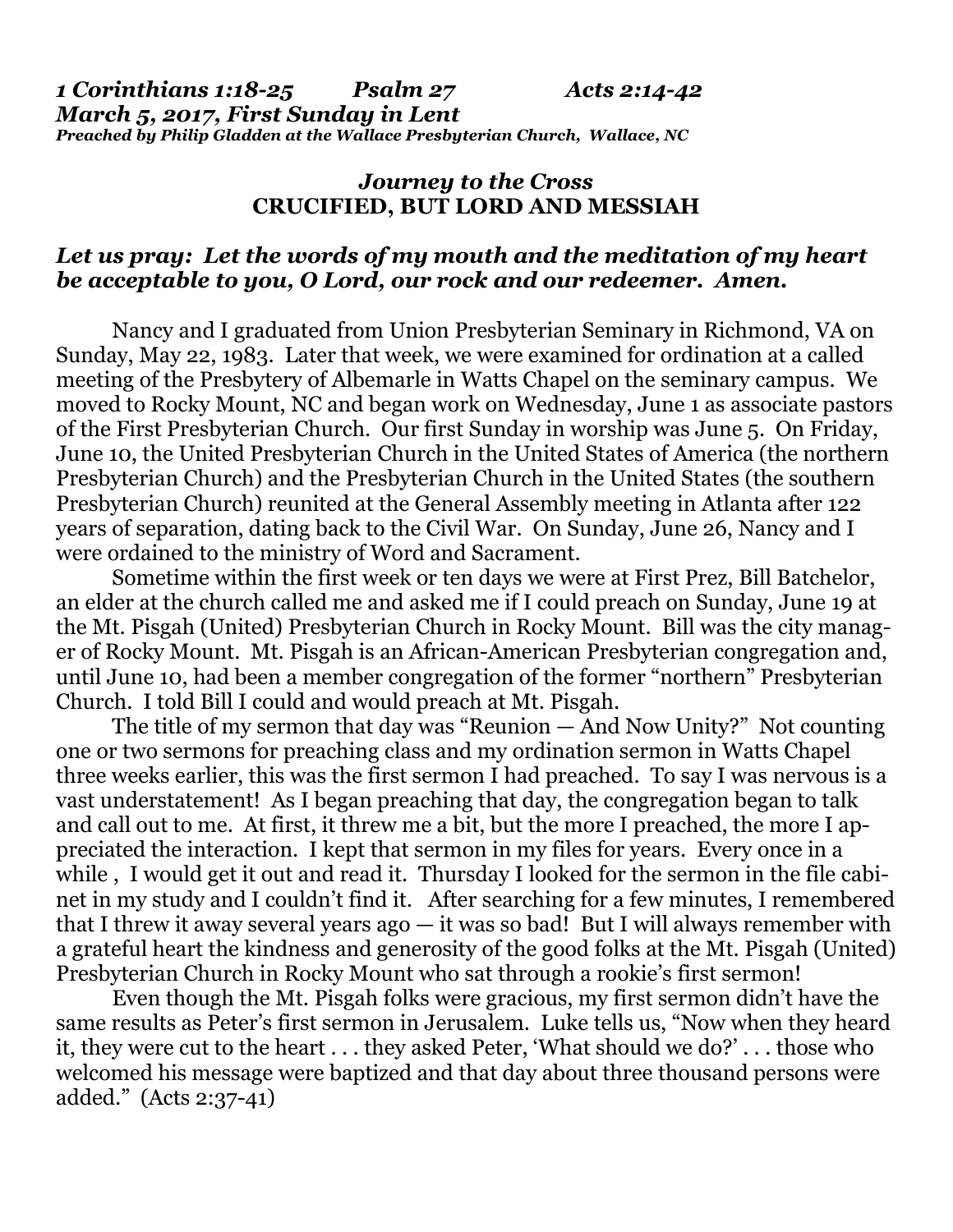***1 Corinthians 1:18-25 Psalm 27 Acts 2:14-42***
***March 5, 2017, First Sunday in Lent***
***Preached by Philip Gladden at the Wallace Presbyterian Church, Wallace, NC***

## *Journey to the Cross*
## **CRUCIFIED, BUT LORD AND MESSIAH**

***Let us pray: Let the words of my mouth and the meditation of my heart be acceptable to you, O Lord, our rock and our redeemer. Amen.***

Nancy and I graduated from Union Presbyterian Seminary in Richmond, VA on Sunday, May 22, 1983. Later that week, we were examined for ordination at a called meeting of the Presbytery of Albemarle in Watts Chapel on the seminary campus. We moved to Rocky Mount, NC and began work on Wednesday, June 1 as associate pastors of the First Presbyterian Church. Our first Sunday in worship was June 5. On Friday, June 10, the United Presbyterian Church in the United States of America (the northern Presbyterian Church) and the Presbyterian Church in the United States (the southern Presbyterian Church) reunited at the General Assembly meeting in Atlanta after 122 years of separation, dating back to the Civil War. On Sunday, June 26, Nancy and I were ordained to the ministry of Word and Sacrament.

Sometime within the first week or ten days we were at First Prez, Bill Batchelor, an elder at the church called me and asked me if I could preach on Sunday, June 19 at the Mt. Pisgah (United) Presbyterian Church in Rocky Mount. Bill was the city manager of Rocky Mount. Mt. Pisgah is an African-American Presbyterian congregation and, until June 10, had been a member congregation of the former "northern" Presbyterian Church. I told Bill I could and would preach at Mt. Pisgah.

The title of my sermon that day was "Reunion — And Now Unity?" Not counting one or two sermons for preaching class and my ordination sermon in Watts Chapel three weeks earlier, this was the first sermon I had preached. To say I was nervous is a vast understatement! As I began preaching that day, the congregation began to talk and call out to me. At first, it threw me a bit, but the more I preached, the more I appreciated the interaction. I kept that sermon in my files for years. Every once in a while , I would get it out and read it. Thursday I looked for the sermon in the file cabinet in my study and I couldn't find it. After searching for a few minutes, I remembered that I threw it away several years ago — it was so bad! But I will always remember with a grateful heart the kindness and generosity of the good folks at the Mt. Pisgah (United) Presbyterian Church in Rocky Mount who sat through a rookie's first sermon!

Even though the Mt. Pisgah folks were gracious, my first sermon didn't have the same results as Peter's first sermon in Jerusalem. Luke tells us, "Now when they heard it, they were cut to the heart . . . they asked Peter, 'What should we do?' . . . those who welcomed his message were baptized and that day about three thousand persons were added." (Acts 2:37-41)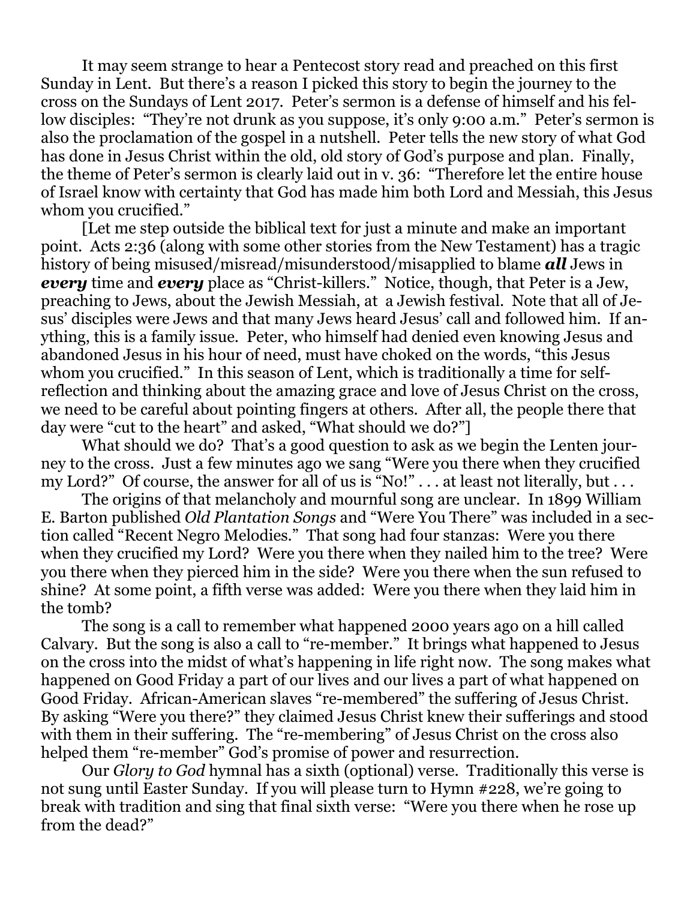It may seem strange to hear a Pentecost story read and preached on this first Sunday in Lent. But there's a reason I picked this story to begin the journey to the cross on the Sundays of Lent 2017. Peter's sermon is a defense of himself and his fellow disciples: "They're not drunk as you suppose, it's only 9:00 a.m." Peter's sermon is also the proclamation of the gospel in a nutshell. Peter tells the new story of what God has done in Jesus Christ within the old, old story of God's purpose and plan. Finally, the theme of Peter's sermon is clearly laid out in v. 36: "Therefore let the entire house of Israel know with certainty that God has made him both Lord and Messiah, this Jesus whom you crucified."

[Let me step outside the biblical text for just a minute and make an important point. Acts 2:36 (along with some other stories from the New Testament) has a tragic history of being misused/misread/misunderstood/misapplied to blame ***all*** Jews in ***every*** time and ***every*** place as "Christ-killers." Notice, though, that Peter is a Jew, preaching to Jews, about the Jewish Messiah, at a Jewish festival. Note that all of Jesus' disciples were Jews and that many Jews heard Jesus' call and followed him. If anything, this is a family issue. Peter, who himself had denied even knowing Jesus and abandoned Jesus in his hour of need, must have choked on the words, "this Jesus whom you crucified." In this season of Lent, which is traditionally a time for self-reflection and thinking about the amazing grace and love of Jesus Christ on the cross, we need to be careful about pointing fingers at others. After all, the people there that day were "cut to the heart" and asked, "What should we do?"]

What should we do? That's a good question to ask as we begin the Lenten journey to the cross. Just a few minutes ago we sang "Were you there when they crucified my Lord?" Of course, the answer for all of us is "No!" . . . at least not literally, but . . .

The origins of that melancholy and mournful song are unclear. In 1899 William E. Barton published *Old Plantation Songs* and "Were You There" was included in a section called "Recent Negro Melodies." That song had four stanzas: Were you there when they crucified my Lord? Were you there when they nailed him to the tree? Were you there when they pierced him in the side? Were you there when the sun refused to shine? At some point, a fifth verse was added: Were you there when they laid him in the tomb?

The song is a call to remember what happened 2000 years ago on a hill called Calvary. But the song is also a call to "re-member." It brings what happened to Jesus on the cross into the midst of what's happening in life right now. The song makes what happened on Good Friday a part of our lives and our lives a part of what happened on Good Friday. African-American slaves "re-membered" the suffering of Jesus Christ. By asking "Were you there?" they claimed Jesus Christ knew their sufferings and stood with them in their suffering. The "re-membering" of Jesus Christ on the cross also helped them "re-member" God's promise of power and resurrection.

Our *Glory to God* hymnal has a sixth (optional) verse. Traditionally this verse is not sung until Easter Sunday. If you will please turn to Hymn #228, we're going to break with tradition and sing that final sixth verse: "Were you there when he rose up from the dead?"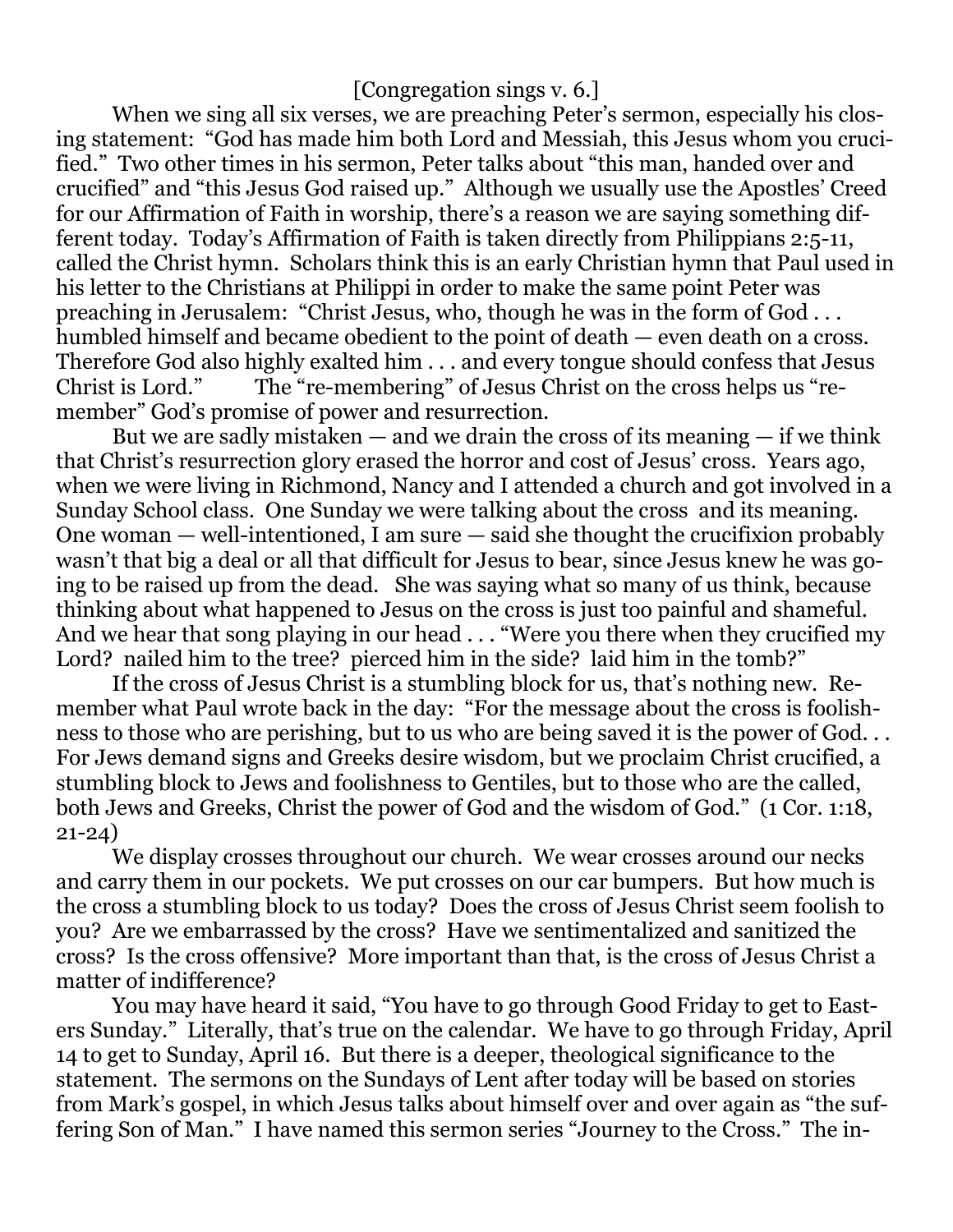[Congregation sings v. 6.]

When we sing all six verses, we are preaching Peter's sermon, especially his closing statement: "God has made him both Lord and Messiah, this Jesus whom you crucified." Two other times in his sermon, Peter talks about "this man, handed over and crucified" and "this Jesus God raised up." Although we usually use the Apostles' Creed for our Affirmation of Faith in worship, there's a reason we are saying something different today. Today's Affirmation of Faith is taken directly from Philippians 2:5-11, called the Christ hymn. Scholars think this is an early Christian hymn that Paul used in his letter to the Christians at Philippi in order to make the same point Peter was preaching in Jerusalem: "Christ Jesus, who, though he was in the form of God . . . humbled himself and became obedient to the point of death — even death on a cross. Therefore God also highly exalted him . . . and every tongue should confess that Jesus Christ is Lord." The "re-membering" of Jesus Christ on the cross helps us "remember" God's promise of power and resurrection.

But we are sadly mistaken — and we drain the cross of its meaning — if we think that Christ's resurrection glory erased the horror and cost of Jesus' cross. Years ago, when we were living in Richmond, Nancy and I attended a church and got involved in a Sunday School class. One Sunday we were talking about the cross and its meaning. One woman — well-intentioned, I am sure — said she thought the crucifixion probably wasn't that big a deal or all that difficult for Jesus to bear, since Jesus knew he was going to be raised up from the dead. She was saying what so many of us think, because thinking about what happened to Jesus on the cross is just too painful and shameful. And we hear that song playing in our head . . . "Were you there when they crucified my Lord? nailed him to the tree? pierced him in the side? laid him in the tomb?"

If the cross of Jesus Christ is a stumbling block for us, that's nothing new. Remember what Paul wrote back in the day: "For the message about the cross is foolishness to those who are perishing, but to us who are being saved it is the power of God. . . For Jews demand signs and Greeks desire wisdom, but we proclaim Christ crucified, a stumbling block to Jews and foolishness to Gentiles, but to those who are the called, both Jews and Greeks, Christ the power of God and the wisdom of God." (1 Cor. 1:18, 21-24)

We display crosses throughout our church. We wear crosses around our necks and carry them in our pockets. We put crosses on our car bumpers. But how much is the cross a stumbling block to us today? Does the cross of Jesus Christ seem foolish to you? Are we embarrassed by the cross? Have we sentimentalized and sanitized the cross? Is the cross offensive? More important than that, is the cross of Jesus Christ a matter of indifference?

You may have heard it said, "You have to go through Good Friday to get to Easters Sunday." Literally, that's true on the calendar. We have to go through Friday, April 14 to get to Sunday, April 16. But there is a deeper, theological significance to the statement. The sermons on the Sundays of Lent after today will be based on stories from Mark's gospel, in which Jesus talks about himself over and over again as "the suffering Son of Man." I have named this sermon series "Journey to the Cross." The in-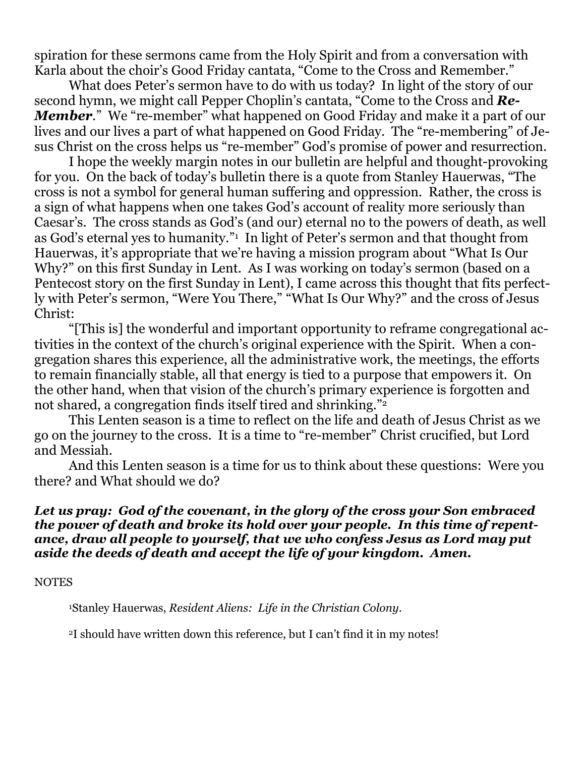spiration for these sermons came from the Holy Spirit and from a conversation with Karla about the choir's Good Friday cantata, "Come to the Cross and Remember."

What does Peter's sermon have to do with us today? In light of the story of our second hymn, we might call Pepper Choplin's cantata, "Come to the Cross and ***Re-Member***." We "re-member" what happened on Good Friday and make it a part of our lives and our lives a part of what happened on Good Friday. The "re-membering" of Jesus Christ on the cross helps us "re-member" God's promise of power and resurrection.

I hope the weekly margin notes in our bulletin are helpful and thought-provoking for you. On the back of today's bulletin there is a quote from Stanley Hauerwas, "The cross is not a symbol for general human suffering and oppression. Rather, the cross is a sign of what happens when one takes God's account of reality more seriously than Caesar's. The cross stands as God's (and our) eternal no to the powers of death, as well as God's eternal yes to humanity."[1] In light of Peter's sermon and that thought from Hauerwas, it's appropriate that we're having a mission program about "What Is Our Why?" on this first Sunday in Lent. As I was working on today's sermon (based on a Pentecost story on the first Sunday in Lent), I came across this thought that fits perfectly with Peter's sermon, "Were You There," "What Is Our Why?" and the cross of Jesus Christ:

"[This is] the wonderful and important opportunity to reframe congregational activities in the context of the church's original experience with the Spirit. When a congregation shares this experience, all the administrative work, the meetings, the efforts to remain financially stable, all that energy is tied to a purpose that empowers it. On the other hand, when that vision of the church's primary experience is forgotten and not shared, a congregation finds itself tired and shrinking."[2]

This Lenten season is a time to reflect on the life and death of Jesus Christ as we go on the journey to the cross. It is a time to "re-member" Christ crucified, but Lord and Messiah.

And this Lenten season is a time for us to think about these questions: Were you there? and What should we do?

***Let us pray: God of the covenant, in the glory of the cross your Son embraced the power of death and broke its hold over your people. In this time of repentance, draw all people to yourself, that we who confess Jesus as Lord may put aside the deeds of death and accept the life of your kingdom. Amen.***

NOTES

[1]Stanley Hauerwas, *Resident Aliens: Life in the Christian Colony.*

[2]I should have written down this reference, but I can't find it in my notes!